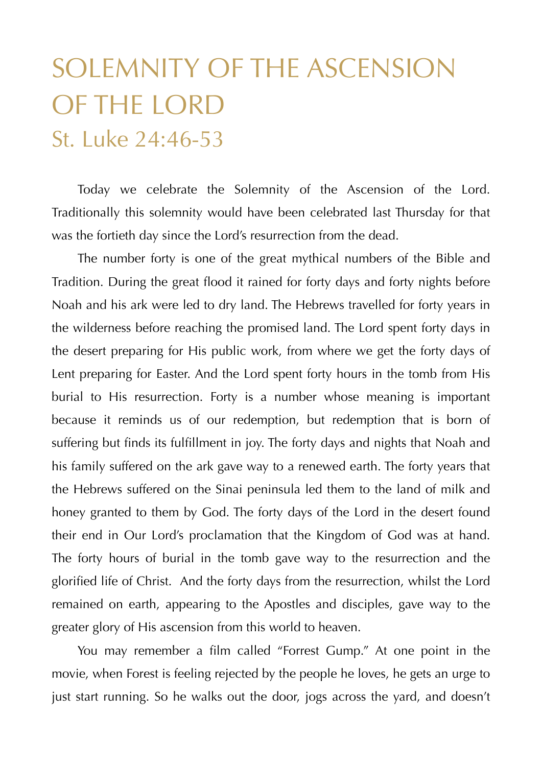# SOLEMNITY OF THE ASCENSION OF THE LORD

## St. Luke 24:46-53

Today we celebrate the Solemnity of the Ascension of the Lord. Traditionally this solemnity would have been celebrated last Thursday for that was the fortieth day since the Lord's resurrection from the dead.

The number forty is one of the great mythical numbers of the Bible and Tradition. During the great flood it rained for forty days and forty nights before Noah and his ark were led to dry land. The Hebrews travelled for forty years in the wilderness before reaching the promised land. The Lord spent forty days in the desert preparing for His public work, from where we get the forty days of Lent preparing for Easter. And the Lord spent forty hours in the tomb from His burial to His resurrection. Forty is a number whose meaning is important because it reminds us of our redemption, but redemption that is born of suffering but finds its fulfillment in joy. The forty days and nights that Noah and his family suffered on the ark gave way to a renewed earth. The forty years that the Hebrews suffered on the Sinai peninsula led them to the land of milk and honey granted to them by God. The forty days of the Lord in the desert found their end in Our Lord's proclamation that the Kingdom of God was at hand. The forty hours of burial in the tomb gave way to the resurrection and the glorified life of Christ. And the forty days from the resurrection, whilst the Lord remained on earth, appearing to the Apostles and disciples, gave way to the greater glory of His ascension from this world to heaven.

You may remember a film called "Forrest Gump." At one point in the movie, when Forest is feeling rejected by the people he loves, he gets an urge to just start running. So he walks out the door, jogs across the yard, and doesn't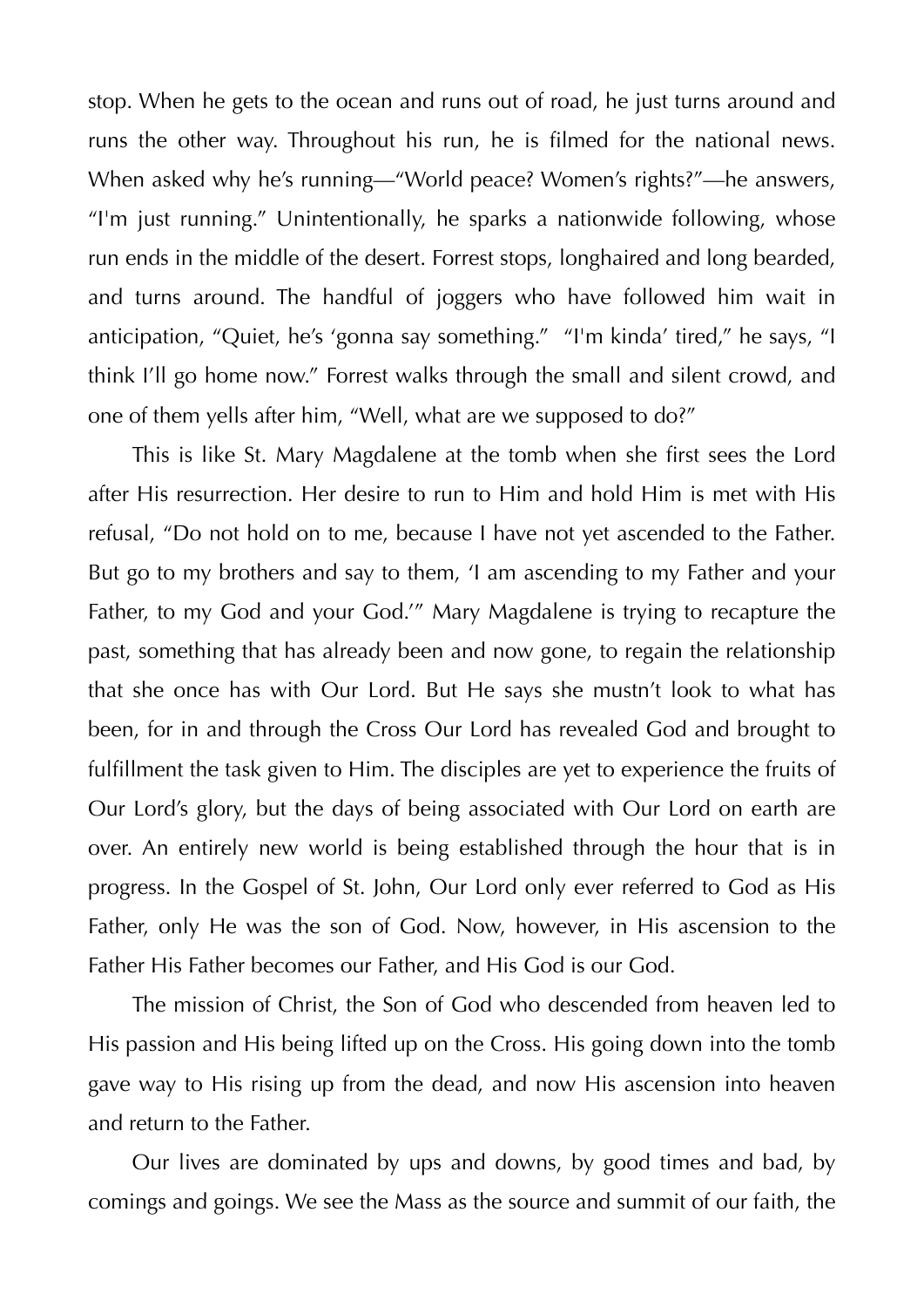stop. When he gets to the ocean and runs out of road, he just turns around and runs the other way. Throughout his run, he is filmed for the national news. When asked why he's running—"World peace? Women's rights?"—he answers, "I'm just running." Unintentionally, he sparks a nationwide following, whose run ends in the middle of the desert. Forrest stops, longhaired and long bearded, and turns around. The handful of joggers who have followed him wait in anticipation, "Quiet, he's 'gonna say something." "I'm kinda' tired," he says, "I think I'll go home now." Forrest walks through the small and silent crowd, and one of them yells after him, "Well, what are we supposed to do?"

This is like St. Mary Magdalene at the tomb when she first sees the Lord after His resurrection. Her desire to run to Him and hold Him is met with His refusal, "Do not hold on to me, because I have not yet ascended to the Father. But go to my brothers and say to them, 'I am ascending to my Father and your Father, to my God and your God.'" Mary Magdalene is trying to recapture the past, something that has already been and now gone, to regain the relationship that she once has with Our Lord. But He says she mustn't look to what has been, for in and through the Cross Our Lord has revealed God and brought to fulfillment the task given to Him. The disciples are yet to experience the fruits of Our Lord's glory, but the days of being associated with Our Lord on earth are over. An entirely new world is being established through the hour that is in progress. In the Gospel of St. John, Our Lord only ever referred to God as His Father, only He was the son of God. Now, however, in His ascension to the Father His Father becomes our Father, and His God is our God.

The mission of Christ, the Son of God who descended from heaven led to His passion and His being lifted up on the Cross. His going down into the tomb gave way to His rising up from the dead, and now His ascension into heaven and return to the Father.

Our lives are dominated by ups and downs, by good times and bad, by comings and goings. We see the Mass as the source and summit of our faith, the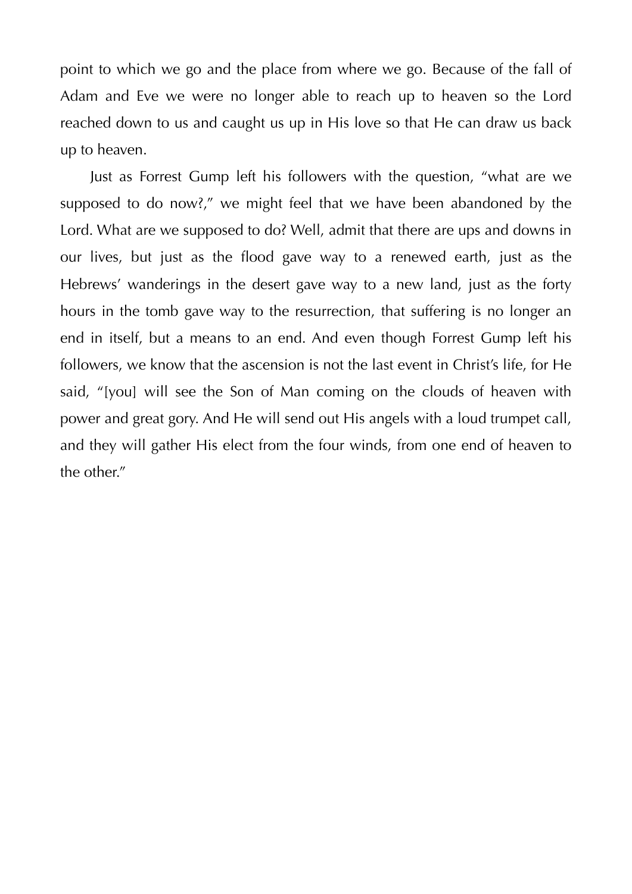point to which we go and the place from where we go. Because of the fall of Adam and Eve we were no longer able to reach up to heaven so the Lord reached down to us and caught us up in His love so that He can draw us back up to heaven.

Just as Forrest Gump left his followers with the question, "what are we supposed to do now?," we might feel that we have been abandoned by the Lord. What are we supposed to do? Well, admit that there are ups and downs in our lives, but just as the flood gave way to a renewed earth, just as the Hebrews' wanderings in the desert gave way to a new land, just as the forty hours in the tomb gave way to the resurrection, that suffering is no longer an end in itself, but a means to an end. And even though Forrest Gump left his followers, we know that the ascension is not the last event in Christ's life, for He said, "[you] will see the Son of Man coming on the clouds of heaven with power and great gory. And He will send out His angels with a loud trumpet call, and they will gather His elect from the four winds, from one end of heaven to the other."